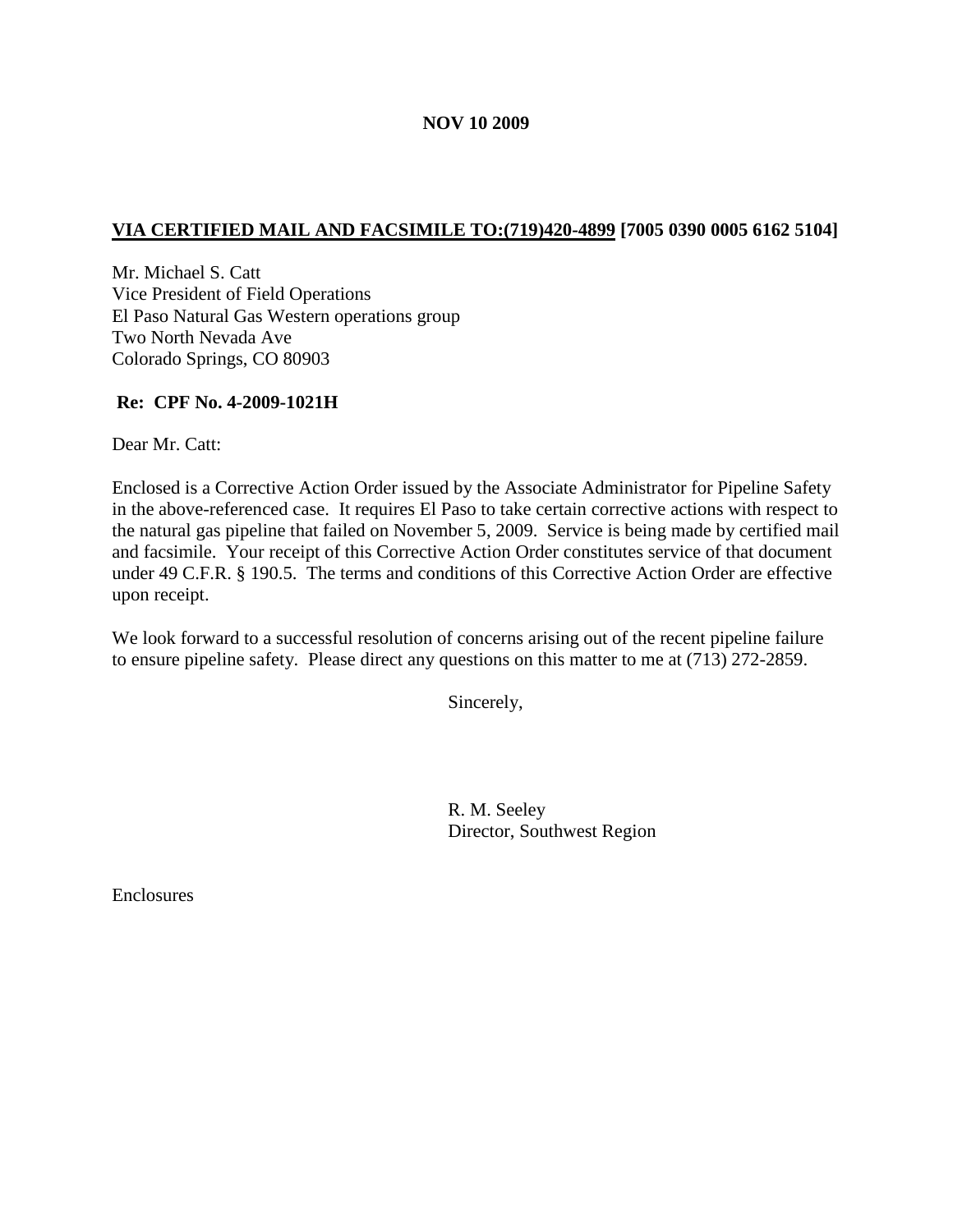**NOV 10 2009**

**VIA CERTIFIED MAIL AND FACSIMILE TO:(719)420-4899 [7005 0390 0005 6162 5104]**

Mr. Michael S. Catt
Vice President of Field Operations
El Paso Natural Gas Western operations group
Two North Nevada Ave
Colorado Springs, CO 80903

**Re: CPF No. 4-2009-1021H**

Dear Mr. Catt:

Enclosed is a Corrective Action Order issued by the Associate Administrator for Pipeline Safety in the above-referenced case. It requires El Paso to take certain corrective actions with respect to the natural gas pipeline that failed on November 5, 2009. Service is being made by certified mail and facsimile. Your receipt of this Corrective Action Order constitutes service of that document under 49 C.F.R. § 190.5. The terms and conditions of this Corrective Action Order are effective upon receipt.

We look forward to a successful resolution of concerns arising out of the recent pipeline failure to ensure pipeline safety. Please direct any questions on this matter to me at (713) 272-2859.

Sincerely,

R. M. Seeley
Director, Southwest Region

Enclosures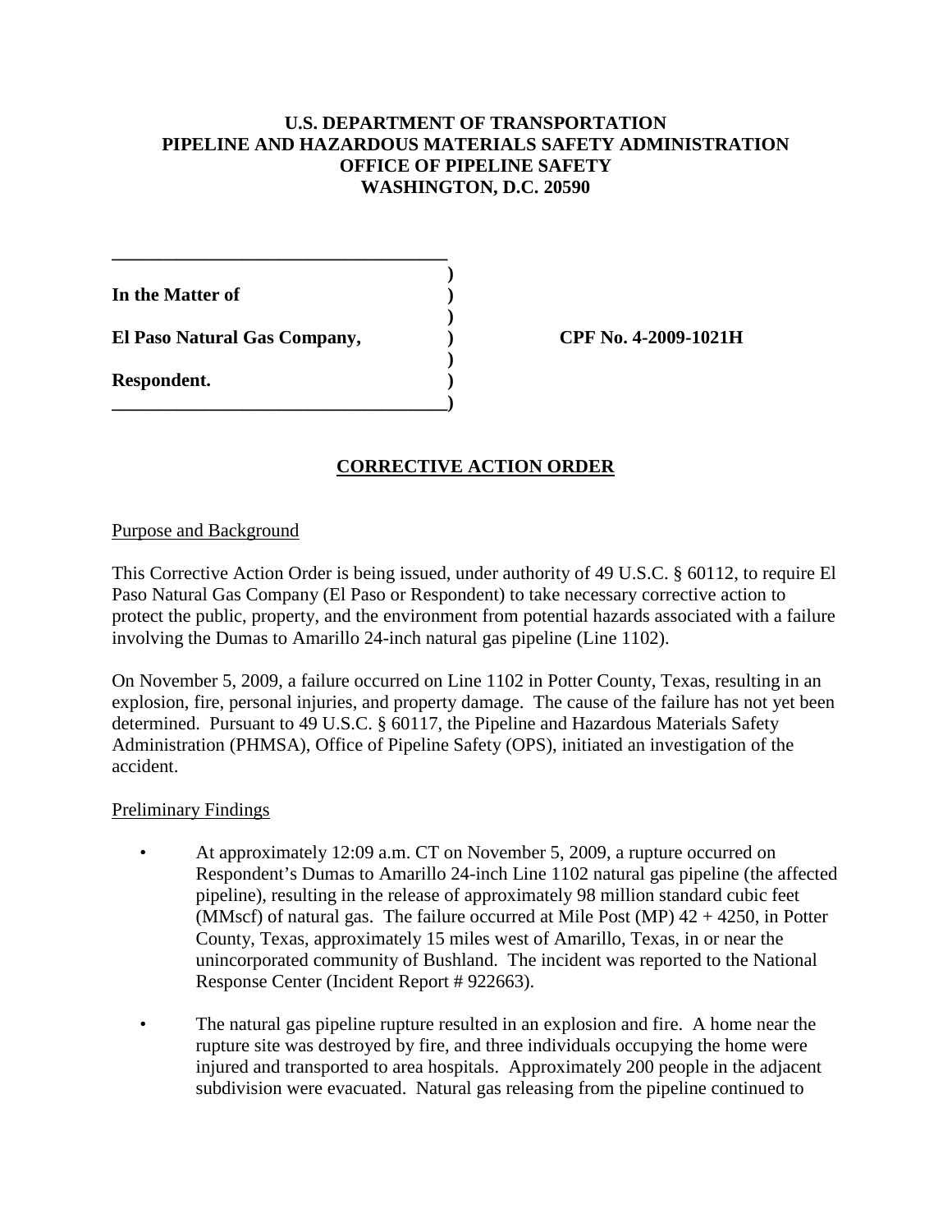**U.S. DEPARTMENT OF TRANSPORTATION**
**PIPELINE AND HAZARDOUS MATERIALS SAFETY ADMINISTRATION**
**OFFICE OF PIPELINE SAFETY**
**WASHINGTON, D.C. 20590**

| | |
|---|---|
| **In the Matter of** | |
| **El Paso Natural Gas Company,** | **CPF No. 4-2009-1021H** |
| **Respondent.** | |

## CORRECTIVE ACTION ORDER

Purpose and Background

This Corrective Action Order is being issued, under authority of 49 U.S.C. § 60112, to require El Paso Natural Gas Company (El Paso or Respondent) to take necessary corrective action to protect the public, property, and the environment from potential hazards associated with a failure involving the Dumas to Amarillo 24-inch natural gas pipeline (Line 1102).

On November 5, 2009, a failure occurred on Line 1102 in Potter County, Texas, resulting in an explosion, fire, personal injuries, and property damage. The cause of the failure has not yet been determined. Pursuant to 49 U.S.C. § 60117, the Pipeline and Hazardous Materials Safety Administration (PHMSA), Office of Pipeline Safety (OPS), initiated an investigation of the accident.

Preliminary Findings

- At approximately 12:09 a.m. CT on November 5, 2009, a rupture occurred on Respondent's Dumas to Amarillo 24-inch Line 1102 natural gas pipeline (the affected pipeline), resulting in the release of approximately 98 million standard cubic feet (MMscf) of natural gas. The failure occurred at Mile Post (MP) 42 + 4250, in Potter County, Texas, approximately 15 miles west of Amarillo, Texas, in or near the unincorporated community of Bushland. The incident was reported to the National Response Center (Incident Report # 922663).

- The natural gas pipeline rupture resulted in an explosion and fire. A home near the rupture site was destroyed by fire, and three individuals occupying the home were injured and transported to area hospitals. Approximately 200 people in the adjacent subdivision were evacuated. Natural gas releasing from the pipeline continued to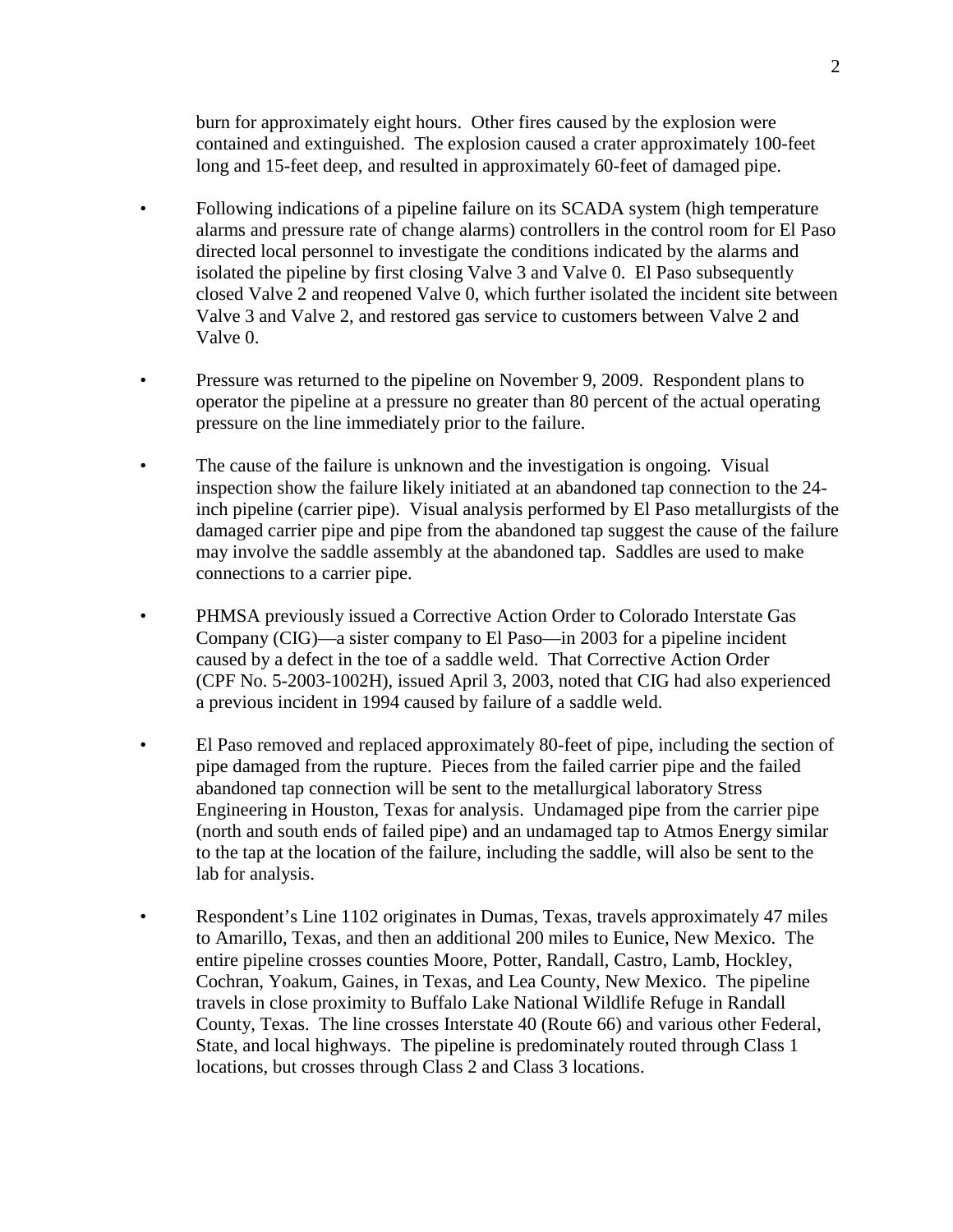burn for approximately eight hours. Other fires caused by the explosion were contained and extinguished. The explosion caused a crater approximately 100-feet long and 15-feet deep, and resulted in approximately 60-feet of damaged pipe.

- Following indications of a pipeline failure on its SCADA system (high temperature alarms and pressure rate of change alarms) controllers in the control room for El Paso directed local personnel to investigate the conditions indicated by the alarms and isolated the pipeline by first closing Valve 3 and Valve 0. El Paso subsequently closed Valve 2 and reopened Valve 0, which further isolated the incident site between Valve 3 and Valve 2, and restored gas service to customers between Valve 2 and Valve 0.

- Pressure was returned to the pipeline on November 9, 2009. Respondent plans to operator the pipeline at a pressure no greater than 80 percent of the actual operating pressure on the line immediately prior to the failure.

- The cause of the failure is unknown and the investigation is ongoing. Visual inspection show the failure likely initiated at an abandoned tap connection to the 24-inch pipeline (carrier pipe). Visual analysis performed by El Paso metallurgists of the damaged carrier pipe and pipe from the abandoned tap suggest the cause of the failure may involve the saddle assembly at the abandoned tap. Saddles are used to make connections to a carrier pipe.

- PHMSA previously issued a Corrective Action Order to Colorado Interstate Gas Company (CIG)—a sister company to El Paso—in 2003 for a pipeline incident caused by a defect in the toe of a saddle weld. That Corrective Action Order (CPF No. 5-2003-1002H), issued April 3, 2003, noted that CIG had also experienced a previous incident in 1994 caused by failure of a saddle weld.

- El Paso removed and replaced approximately 80-feet of pipe, including the section of pipe damaged from the rupture. Pieces from the failed carrier pipe and the failed abandoned tap connection will be sent to the metallurgical laboratory Stress Engineering in Houston, Texas for analysis. Undamaged pipe from the carrier pipe (north and south ends of failed pipe) and an undamaged tap to Atmos Energy similar to the tap at the location of the failure, including the saddle, will also be sent to the lab for analysis.

- Respondent's Line 1102 originates in Dumas, Texas, travels approximately 47 miles to Amarillo, Texas, and then an additional 200 miles to Eunice, New Mexico. The entire pipeline crosses counties Moore, Potter, Randall, Castro, Lamb, Hockley, Cochran, Yoakum, Gaines, in Texas, and Lea County, New Mexico. The pipeline travels in close proximity to Buffalo Lake National Wildlife Refuge in Randall County, Texas. The line crosses Interstate 40 (Route 66) and various other Federal, State, and local highways. The pipeline is predominately routed through Class 1 locations, but crosses through Class 2 and Class 3 locations.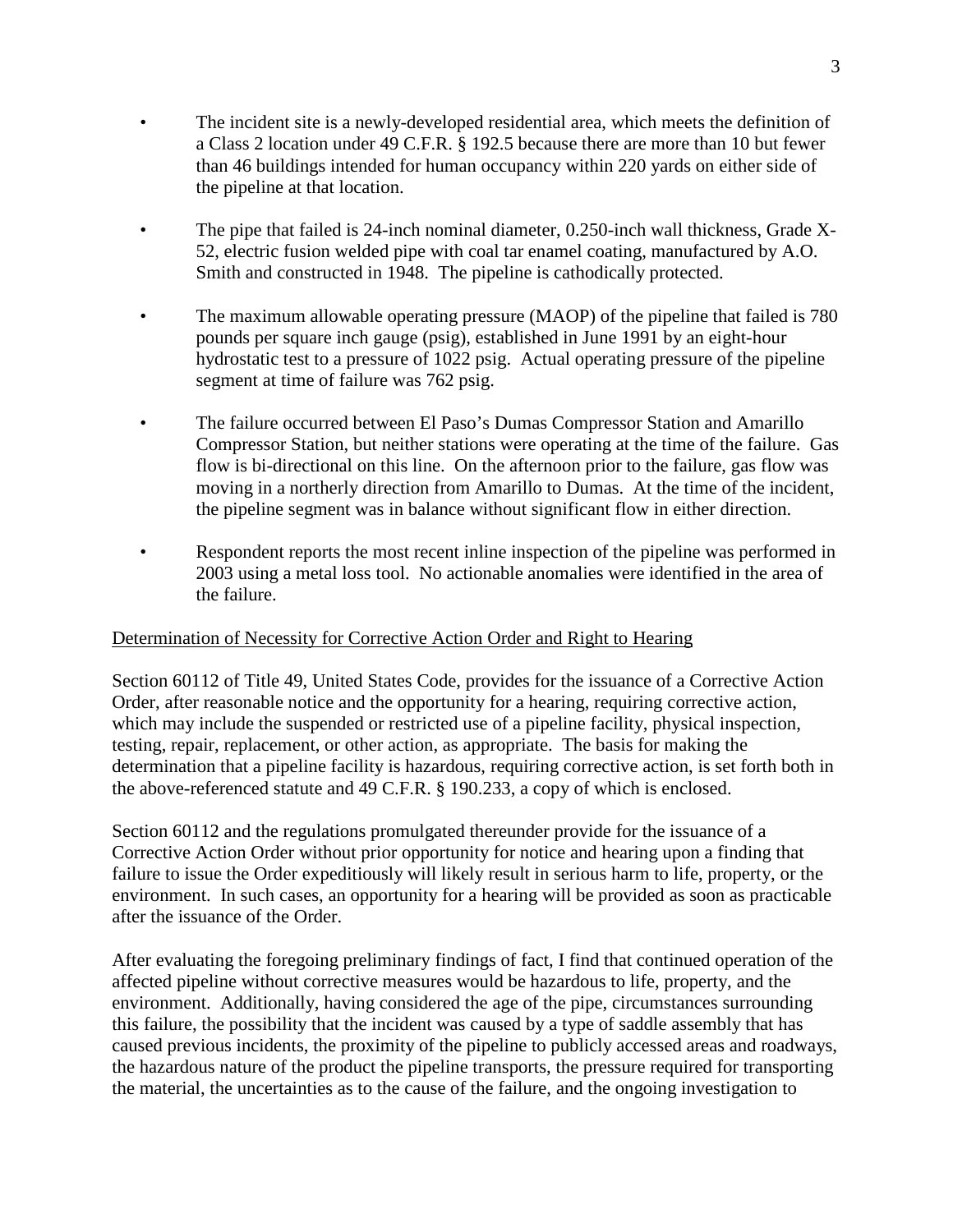- The incident site is a newly-developed residential area, which meets the definition of a Class 2 location under 49 C.F.R. § 192.5 because there are more than 10 but fewer than 46 buildings intended for human occupancy within 220 yards on either side of the pipeline at that location.

- The pipe that failed is 24-inch nominal diameter, 0.250-inch wall thickness, Grade X-52, electric fusion welded pipe with coal tar enamel coating, manufactured by A.O. Smith and constructed in 1948. The pipeline is cathodically protected.

- The maximum allowable operating pressure (MAOP) of the pipeline that failed is 780 pounds per square inch gauge (psig), established in June 1991 by an eight-hour hydrostatic test to a pressure of 1022 psig. Actual operating pressure of the pipeline segment at time of failure was 762 psig.

- The failure occurred between El Paso's Dumas Compressor Station and Amarillo Compressor Station, but neither stations were operating at the time of the failure. Gas flow is bi-directional on this line. On the afternoon prior to the failure, gas flow was moving in a northerly direction from Amarillo to Dumas. At the time of the incident, the pipeline segment was in balance without significant flow in either direction.

- Respondent reports the most recent inline inspection of the pipeline was performed in 2003 using a metal loss tool. No actionable anomalies were identified in the area of the failure.

## Determination of Necessity for Corrective Action Order and Right to Hearing

Section 60112 of Title 49, United States Code, provides for the issuance of a Corrective Action Order, after reasonable notice and the opportunity for a hearing, requiring corrective action, which may include the suspended or restricted use of a pipeline facility, physical inspection, testing, repair, replacement, or other action, as appropriate. The basis for making the determination that a pipeline facility is hazardous, requiring corrective action, is set forth both in the above-referenced statute and 49 C.F.R. § 190.233, a copy of which is enclosed.

Section 60112 and the regulations promulgated thereunder provide for the issuance of a Corrective Action Order without prior opportunity for notice and hearing upon a finding that failure to issue the Order expeditiously will likely result in serious harm to life, property, or the environment. In such cases, an opportunity for a hearing will be provided as soon as practicable after the issuance of the Order.

After evaluating the foregoing preliminary findings of fact, I find that continued operation of the affected pipeline without corrective measures would be hazardous to life, property, and the environment. Additionally, having considered the age of the pipe, circumstances surrounding this failure, the possibility that the incident was caused by a type of saddle assembly that has caused previous incidents, the proximity of the pipeline to publicly accessed areas and roadways, the hazardous nature of the product the pipeline transports, the pressure required for transporting the material, the uncertainties as to the cause of the failure, and the ongoing investigation to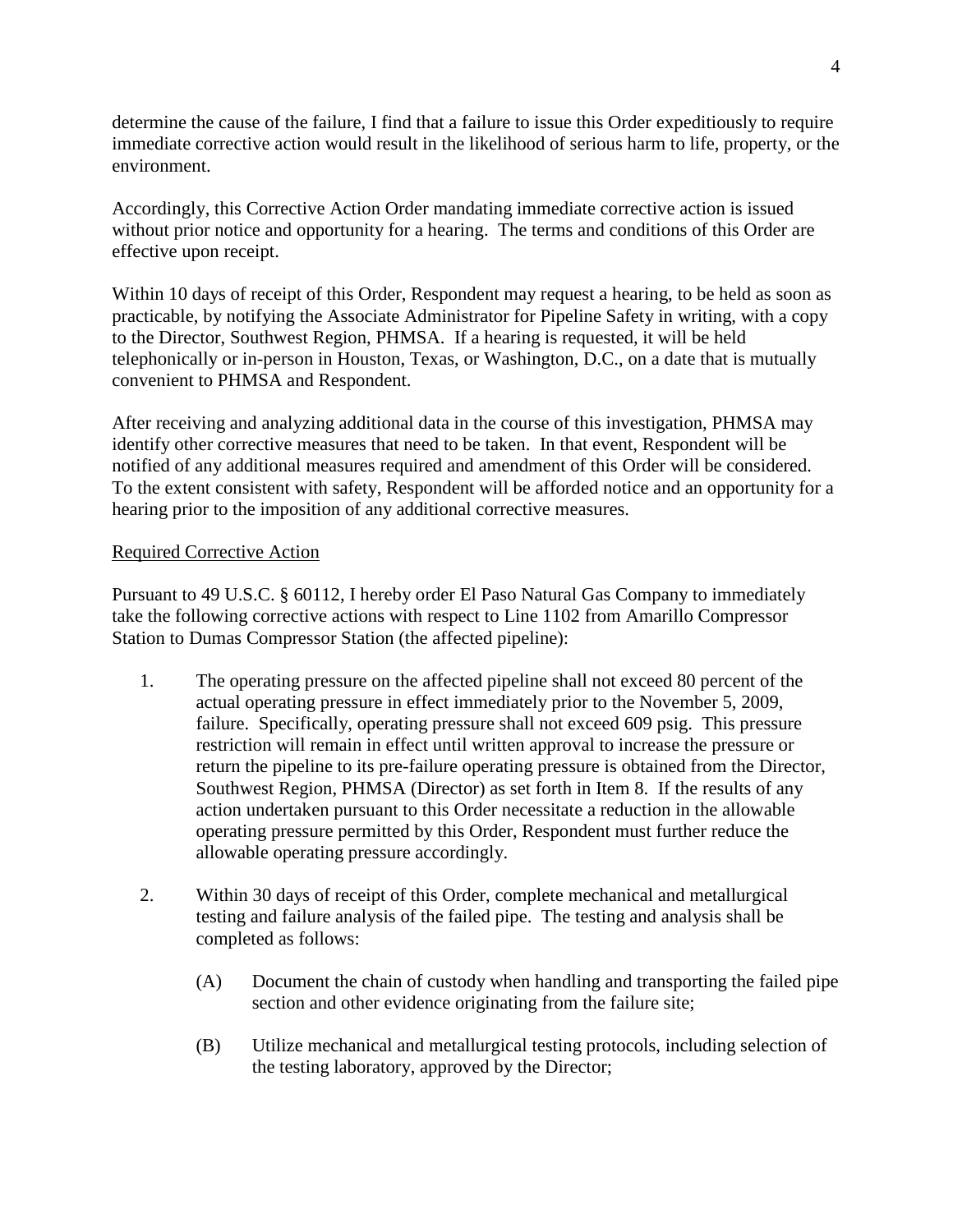determine the cause of the failure, I find that a failure to issue this Order expeditiously to require immediate corrective action would result in the likelihood of serious harm to life, property, or the environment.

Accordingly, this Corrective Action Order mandating immediate corrective action is issued without prior notice and opportunity for a hearing. The terms and conditions of this Order are effective upon receipt.

Within 10 days of receipt of this Order, Respondent may request a hearing, to be held as soon as practicable, by notifying the Associate Administrator for Pipeline Safety in writing, with a copy to the Director, Southwest Region, PHMSA. If a hearing is requested, it will be held telephonically or in-person in Houston, Texas, or Washington, D.C., on a date that is mutually convenient to PHMSA and Respondent.

After receiving and analyzing additional data in the course of this investigation, PHMSA may identify other corrective measures that need to be taken. In that event, Respondent will be notified of any additional measures required and amendment of this Order will be considered. To the extent consistent with safety, Respondent will be afforded notice and an opportunity for a hearing prior to the imposition of any additional corrective measures.

## Required Corrective Action

Pursuant to 49 U.S.C. § 60112, I hereby order El Paso Natural Gas Company to immediately take the following corrective actions with respect to Line 1102 from Amarillo Compressor Station to Dumas Compressor Station (the affected pipeline):

1. The operating pressure on the affected pipeline shall not exceed 80 percent of the actual operating pressure in effect immediately prior to the November 5, 2009, failure. Specifically, operating pressure shall not exceed 609 psig. This pressure restriction will remain in effect until written approval to increase the pressure or return the pipeline to its pre-failure operating pressure is obtained from the Director, Southwest Region, PHMSA (Director) as set forth in Item 8. If the results of any action undertaken pursuant to this Order necessitate a reduction in the allowable operating pressure permitted by this Order, Respondent must further reduce the allowable operating pressure accordingly.

2. Within 30 days of receipt of this Order, complete mechanical and metallurgical testing and failure analysis of the failed pipe. The testing and analysis shall be completed as follows:

   (A) Document the chain of custody when handling and transporting the failed pipe section and other evidence originating from the failure site;

   (B) Utilize mechanical and metallurgical testing protocols, including selection of the testing laboratory, approved by the Director;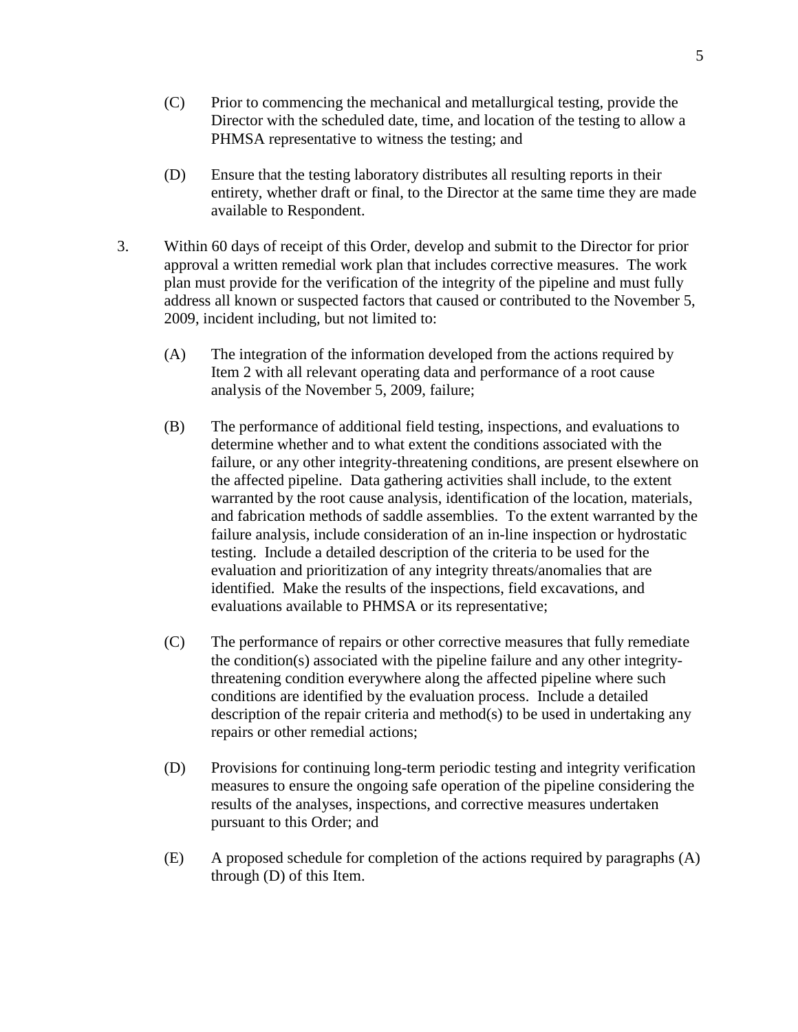(C) Prior to commencing the mechanical and metallurgical testing, provide the Director with the scheduled date, time, and location of the testing to allow a PHMSA representative to witness the testing; and

(D) Ensure that the testing laboratory distributes all resulting reports in their entirety, whether draft or final, to the Director at the same time they are made available to Respondent.

3. Within 60 days of receipt of this Order, develop and submit to the Director for prior approval a written remedial work plan that includes corrective measures. The work plan must provide for the verification of the integrity of the pipeline and must fully address all known or suspected factors that caused or contributed to the November 5, 2009, incident including, but not limited to:

   (A) The integration of the information developed from the actions required by Item 2 with all relevant operating data and performance of a root cause analysis of the November 5, 2009, failure;

   (B) The performance of additional field testing, inspections, and evaluations to determine whether and to what extent the conditions associated with the failure, or any other integrity-threatening conditions, are present elsewhere on the affected pipeline. Data gathering activities shall include, to the extent warranted by the root cause analysis, identification of the location, materials, and fabrication methods of saddle assemblies. To the extent warranted by the failure analysis, include consideration of an in-line inspection or hydrostatic testing. Include a detailed description of the criteria to be used for the evaluation and prioritization of any integrity threats/anomalies that are identified. Make the results of the inspections, field excavations, and evaluations available to PHMSA or its representative;

   (C) The performance of repairs or other corrective measures that fully remediate the condition(s) associated with the pipeline failure and any other integrity-threatening condition everywhere along the affected pipeline where such conditions are identified by the evaluation process. Include a detailed description of the repair criteria and method(s) to be used in undertaking any repairs or other remedial actions;

   (D) Provisions for continuing long-term periodic testing and integrity verification measures to ensure the ongoing safe operation of the pipeline considering the results of the analyses, inspections, and corrective measures undertaken pursuant to this Order; and

   (E) A proposed schedule for completion of the actions required by paragraphs (A) through (D) of this Item.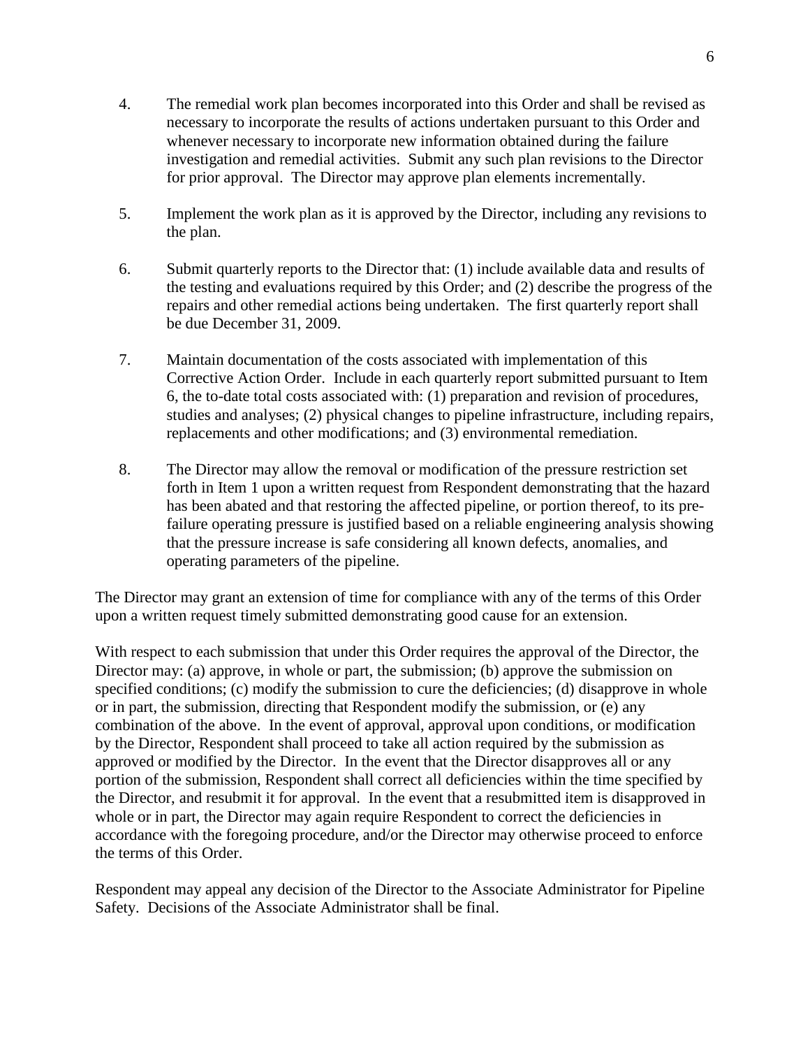4. The remedial work plan becomes incorporated into this Order and shall be revised as necessary to incorporate the results of actions undertaken pursuant to this Order and whenever necessary to incorporate new information obtained during the failure investigation and remedial activities. Submit any such plan revisions to the Director for prior approval. The Director may approve plan elements incrementally.

5. Implement the work plan as it is approved by the Director, including any revisions to the plan.

6. Submit quarterly reports to the Director that: (1) include available data and results of the testing and evaluations required by this Order; and (2) describe the progress of the repairs and other remedial actions being undertaken. The first quarterly report shall be due December 31, 2009.

7. Maintain documentation of the costs associated with implementation of this Corrective Action Order. Include in each quarterly report submitted pursuant to Item 6, the to-date total costs associated with: (1) preparation and revision of procedures, studies and analyses; (2) physical changes to pipeline infrastructure, including repairs, replacements and other modifications; and (3) environmental remediation.

8. The Director may allow the removal or modification of the pressure restriction set forth in Item 1 upon a written request from Respondent demonstrating that the hazard has been abated and that restoring the affected pipeline, or portion thereof, to its pre-failure operating pressure is justified based on a reliable engineering analysis showing that the pressure increase is safe considering all known defects, anomalies, and operating parameters of the pipeline.

The Director may grant an extension of time for compliance with any of the terms of this Order upon a written request timely submitted demonstrating good cause for an extension.

With respect to each submission that under this Order requires the approval of the Director, the Director may: (a) approve, in whole or part, the submission; (b) approve the submission on specified conditions; (c) modify the submission to cure the deficiencies; (d) disapprove in whole or in part, the submission, directing that Respondent modify the submission, or (e) any combination of the above. In the event of approval, approval upon conditions, or modification by the Director, Respondent shall proceed to take all action required by the submission as approved or modified by the Director. In the event that the Director disapproves all or any portion of the submission, Respondent shall correct all deficiencies within the time specified by the Director, and resubmit it for approval. In the event that a resubmitted item is disapproved in whole or in part, the Director may again require Respondent to correct the deficiencies in accordance with the foregoing procedure, and/or the Director may otherwise proceed to enforce the terms of this Order.

Respondent may appeal any decision of the Director to the Associate Administrator for Pipeline Safety. Decisions of the Associate Administrator shall be final.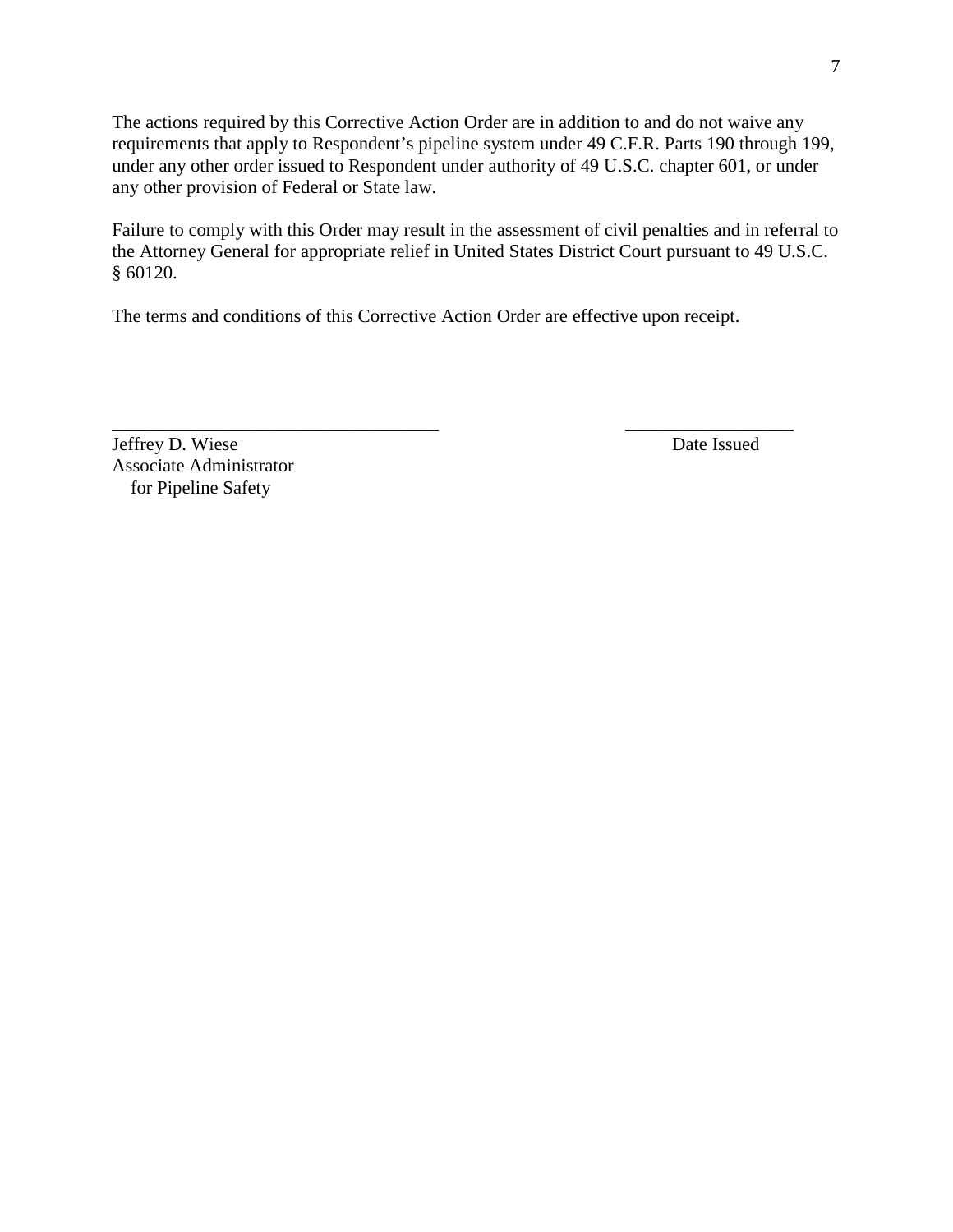The actions required by this Corrective Action Order are in addition to and do not waive any requirements that apply to Respondent's pipeline system under 49 C.F.R. Parts 190 through 199, under any other order issued to Respondent under authority of 49 U.S.C. chapter 601, or under any other provision of Federal or State law.

Failure to comply with this Order may result in the assessment of civil penalties and in referral to the Attorney General for appropriate relief in United States District Court pursuant to 49 U.S.C. § 60120.

The terms and conditions of this Corrective Action Order are effective upon receipt.

\_\_\_\_\_\_\_\_\_\_\_\_\_\_\_\_\_\_\_\_\_\_\_\_\_\_\_\_\_\_\_\_\_\_\_\_ \_\_\_\_\_\_\_\_\_\_\_\_\_\_\_\_\_\_

Jeffrey D. Wiese
Associate Administrator
for Pipeline Safety

Date Issued